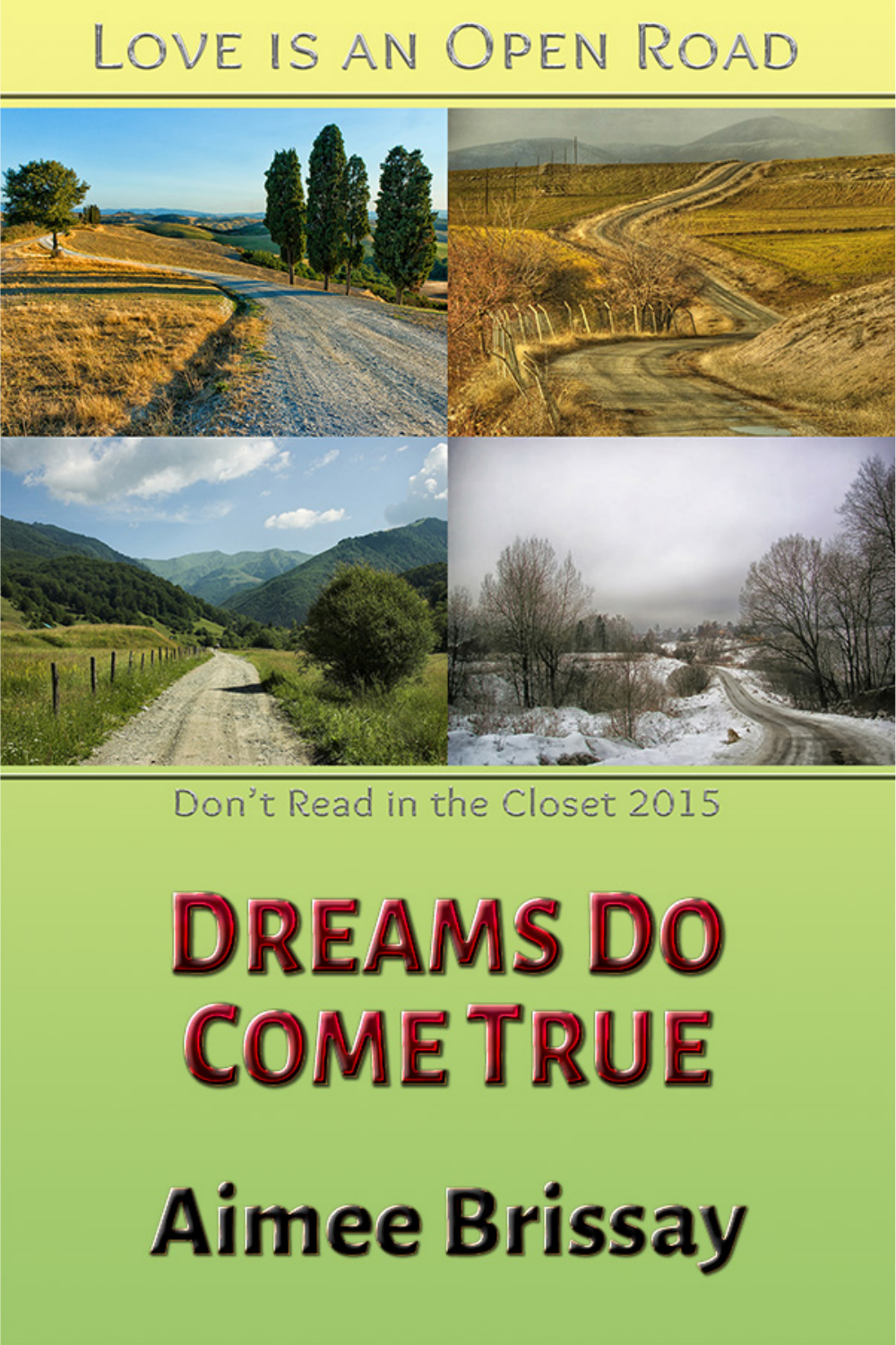Love is an Open Road

Don't Read in the Closet 2015

# Dreams Do Come True

## Aimee Brissay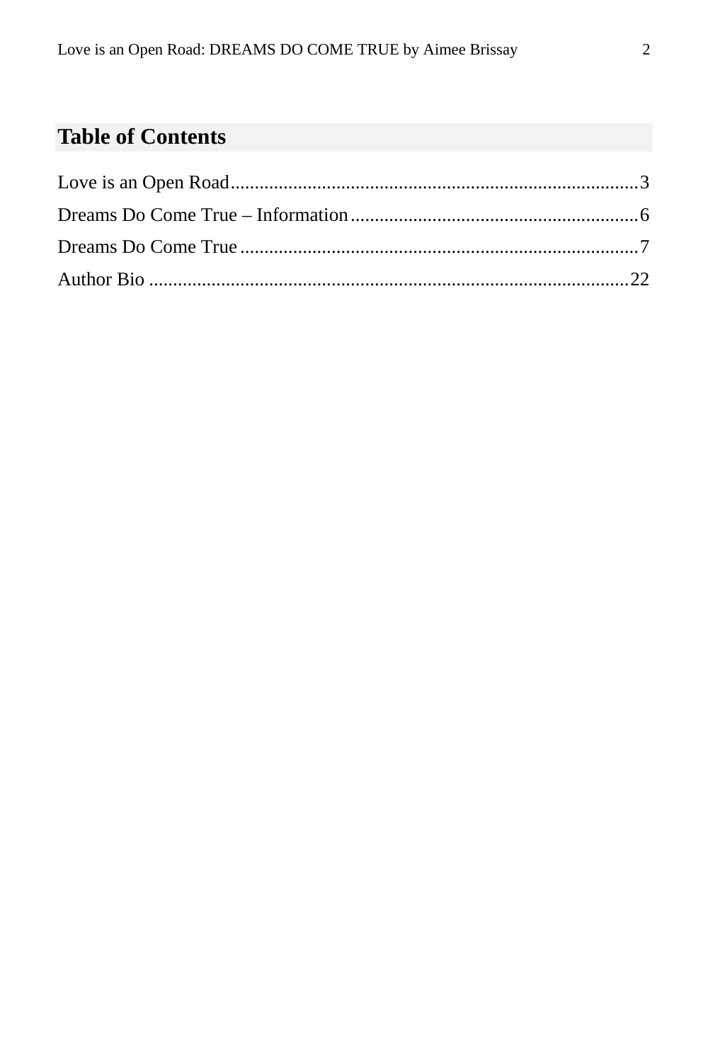## Table of Contents

Love is an Open Road....................................................................................3

Dreams Do Come True – Information............................................................6

Dreams Do Come True..................................................................................7

Author Bio ....................................................................................................22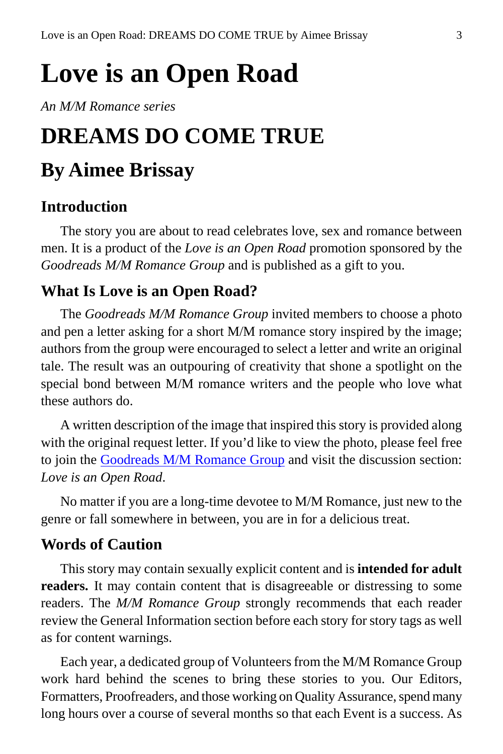# Love is an Open Road

*An M/M Romance series*

# DREAMS DO COME TRUE

## By Aimee Brissay

### Introduction

The story you are about to read celebrates love, sex and romance between men. It is a product of the *Love is an Open Road* promotion sponsored by the *Goodreads M/M Romance Group* and is published as a gift to you.

### What Is Love is an Open Road?

The *Goodreads M/M Romance Group* invited members to choose a photo and pen a letter asking for a short M/M romance story inspired by the image; authors from the group were encouraged to select a letter and write an original tale. The result was an outpouring of creativity that shone a spotlight on the special bond between M/M romance writers and the people who love what these authors do.

A written description of the image that inspired this story is provided along with the original request letter. If you'd like to view the photo, please feel free to join the Goodreads M/M Romance Group and visit the discussion section: *Love is an Open Road*.

No matter if you are a long-time devotee to M/M Romance, just new to the genre or fall somewhere in between, you are in for a delicious treat.

### Words of Caution

This story may contain sexually explicit content and is **intended for adult readers.** It may contain content that is disagreeable or distressing to some readers. The *M/M Romance Group* strongly recommends that each reader review the General Information section before each story for story tags as well as for content warnings.

Each year, a dedicated group of Volunteers from the M/M Romance Group work hard behind the scenes to bring these stories to you. Our Editors, Formatters, Proofreaders, and those working on Quality Assurance, spend many long hours over a course of several months so that each Event is a success. As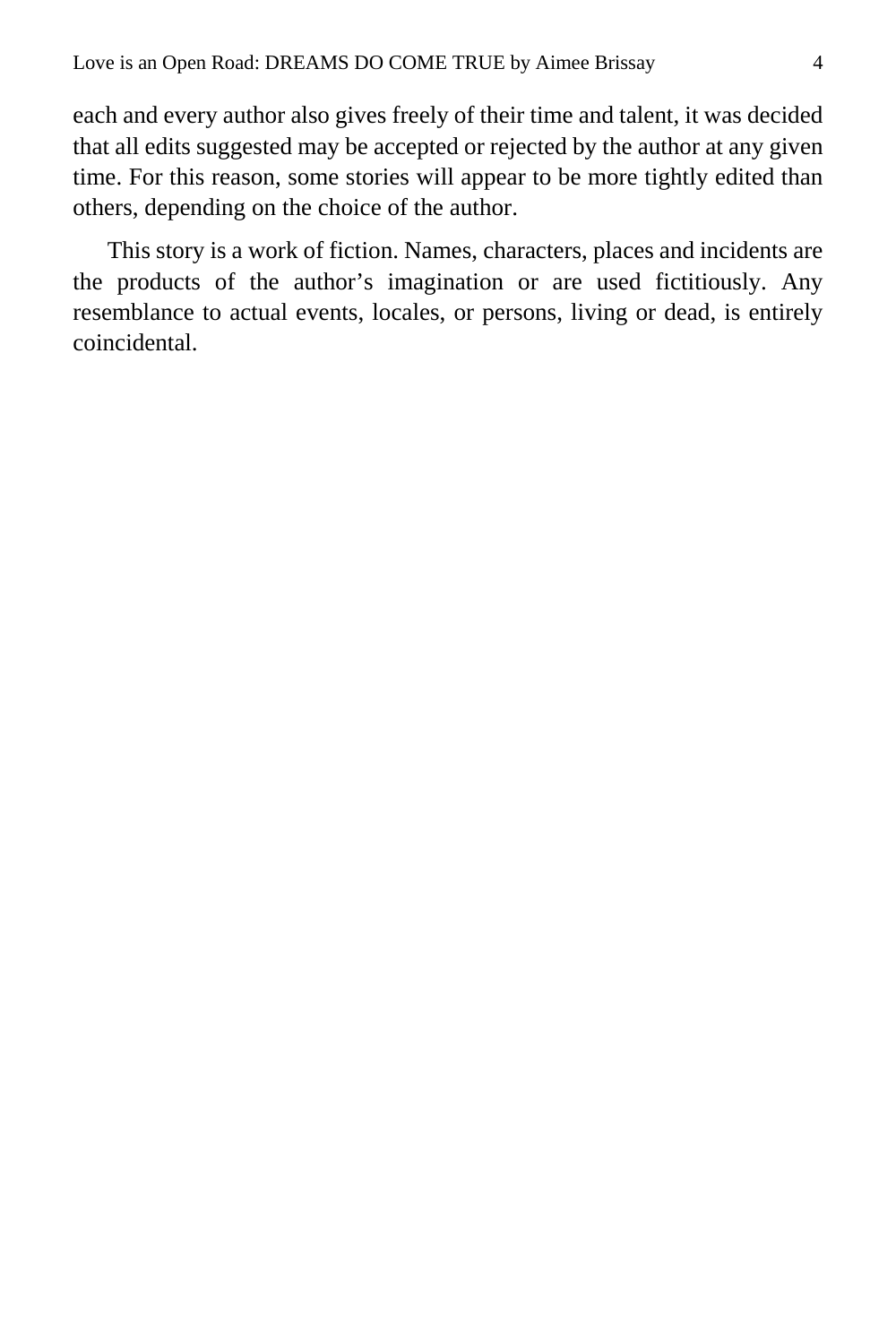each and every author also gives freely of their time and talent, it was decided that all edits suggested may be accepted or rejected by the author at any given time. For this reason, some stories will appear to be more tightly edited than others, depending on the choice of the author.

This story is a work of fiction. Names, characters, places and incidents are the products of the author’s imagination or are used fictitiously. Any resemblance to actual events, locales, or persons, living or dead, is entirely coincidental.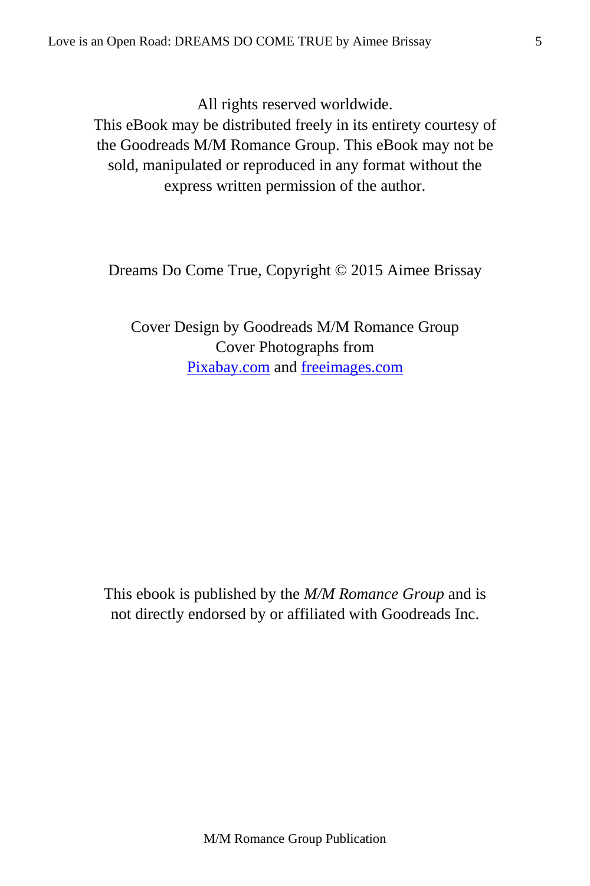All rights reserved worldwide.
This eBook may be distributed freely in its entirety courtesy of the Goodreads M/M Romance Group. This eBook may not be sold, manipulated or reproduced in any format without the express written permission of the author.

Dreams Do Come True, Copyright © 2015 Aimee Brissay

Cover Design by Goodreads M/M Romance Group
Cover Photographs from
Pixabay.com and freeimages.com

This ebook is published by the *M/M Romance Group* and is not directly endorsed by or affiliated with Goodreads Inc.

M/M Romance Group Publication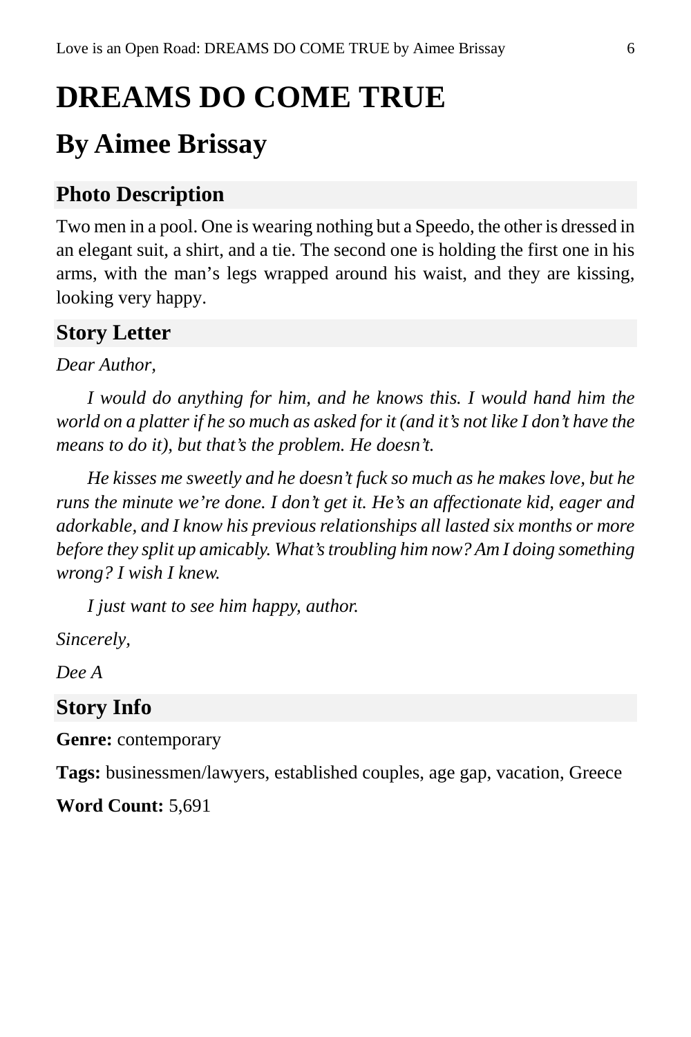# DREAMS DO COME TRUE

## By Aimee Brissay

### Photo Description

Two men in a pool. One is wearing nothing but a Speedo, the other is dressed in an elegant suit, a shirt, and a tie. The second one is holding the first one in his arms, with the man's legs wrapped around his waist, and they are kissing, looking very happy.

### Story Letter

*Dear Author,*

*I would do anything for him, and he knows this. I would hand him the world on a platter if he so much as asked for it (and it's not like I don't have the means to do it), but that's the problem. He doesn't.*

*He kisses me sweetly and he doesn't fuck so much as he makes love, but he runs the minute we're done. I don't get it. He's an affectionate kid, eager and adorkable, and I know his previous relationships all lasted six months or more before they split up amicably. What's troubling him now? Am I doing something wrong? I wish I knew.*

*I just want to see him happy, author.*

*Sincerely,*

*Dee A*

### Story Info

**Genre:** contemporary

**Tags:** businessmen/lawyers, established couples, age gap, vacation, Greece

**Word Count:** 5,691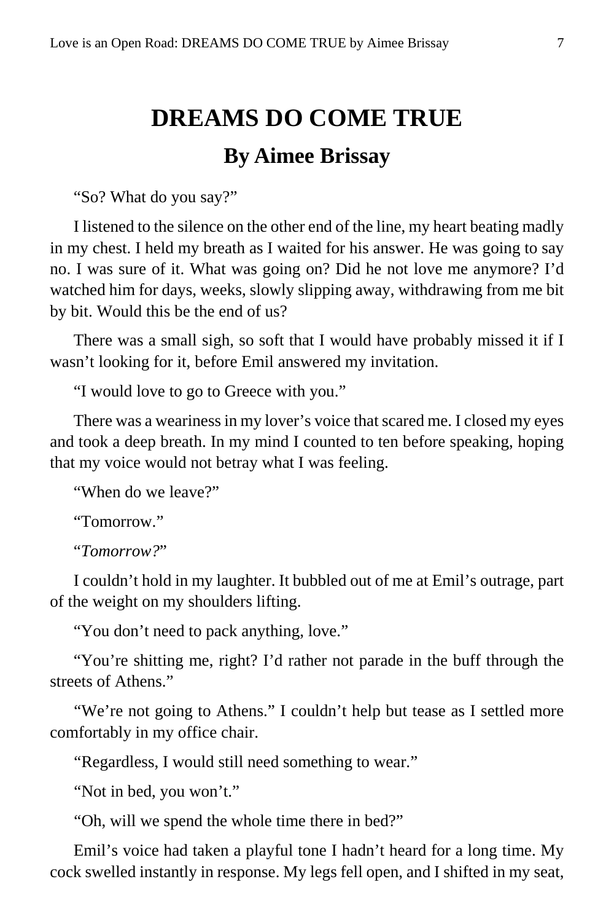# DREAMS DO COME TRUE

## By Aimee Brissay

"So? What do you say?"

I listened to the silence on the other end of the line, my heart beating madly in my chest. I held my breath as I waited for his answer. He was going to say no. I was sure of it. What was going on? Did he not love me anymore? I'd watched him for days, weeks, slowly slipping away, withdrawing from me bit by bit. Would this be the end of us?

There was a small sigh, so soft that I would have probably missed it if I wasn't looking for it, before Emil answered my invitation.

"I would love to go to Greece with you."

There was a weariness in my lover's voice that scared me. I closed my eyes and took a deep breath. In my mind I counted to ten before speaking, hoping that my voice would not betray what I was feeling.

"When do we leave?"

"Tomorrow."

"*Tomorrow?*"

I couldn't hold in my laughter. It bubbled out of me at Emil's outrage, part of the weight on my shoulders lifting.

"You don't need to pack anything, love."

"You're shitting me, right? I'd rather not parade in the buff through the streets of Athens."

"We're not going to Athens." I couldn't help but tease as I settled more comfortably in my office chair.

"Regardless, I would still need something to wear."

"Not in bed, you won't."

"Oh, will we spend the whole time there in bed?"

Emil's voice had taken a playful tone I hadn't heard for a long time. My cock swelled instantly in response. My legs fell open, and I shifted in my seat,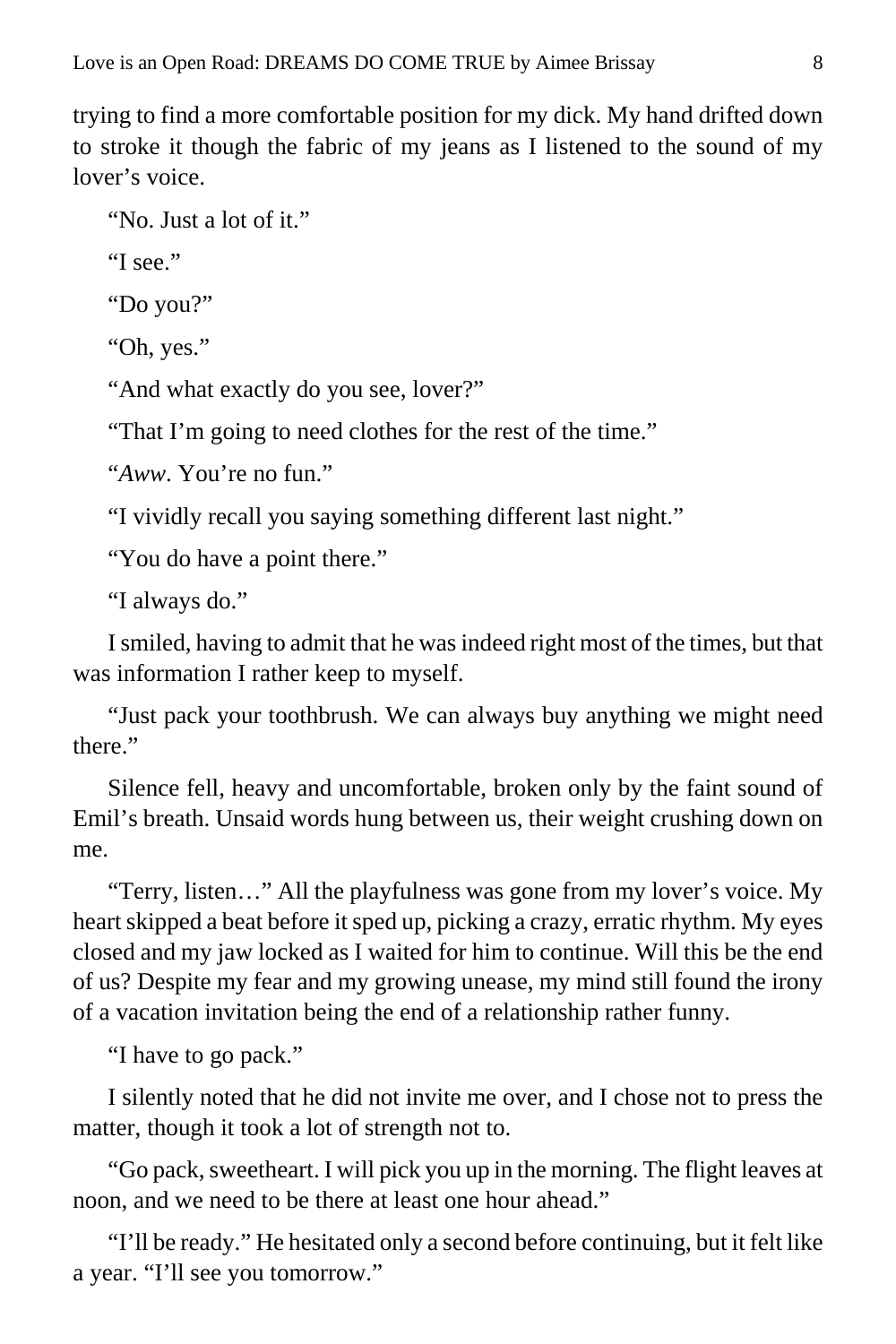trying to find a more comfortable position for my dick. My hand drifted down to stroke it though the fabric of my jeans as I listened to the sound of my lover's voice.

"No. Just a lot of it."

"I see."

"Do you?"

"Oh, yes."

"And what exactly do you see, lover?"

"That I'm going to need clothes for the rest of the time."

"*Aww*. You're no fun."

"I vividly recall you saying something different last night."

"You do have a point there."

"I always do."

I smiled, having to admit that he was indeed right most of the times, but that was information I rather keep to myself.

"Just pack your toothbrush. We can always buy anything we might need there."

Silence fell, heavy and uncomfortable, broken only by the faint sound of Emil's breath. Unsaid words hung between us, their weight crushing down on me.

"Terry, listen…" All the playfulness was gone from my lover's voice. My heart skipped a beat before it sped up, picking a crazy, erratic rhythm. My eyes closed and my jaw locked as I waited for him to continue. Will this be the end of us? Despite my fear and my growing unease, my mind still found the irony of a vacation invitation being the end of a relationship rather funny.

"I have to go pack."

I silently noted that he did not invite me over, and I chose not to press the matter, though it took a lot of strength not to.

"Go pack, sweetheart. I will pick you up in the morning. The flight leaves at noon, and we need to be there at least one hour ahead."

"I'll be ready." He hesitated only a second before continuing, but it felt like a year. "I'll see you tomorrow."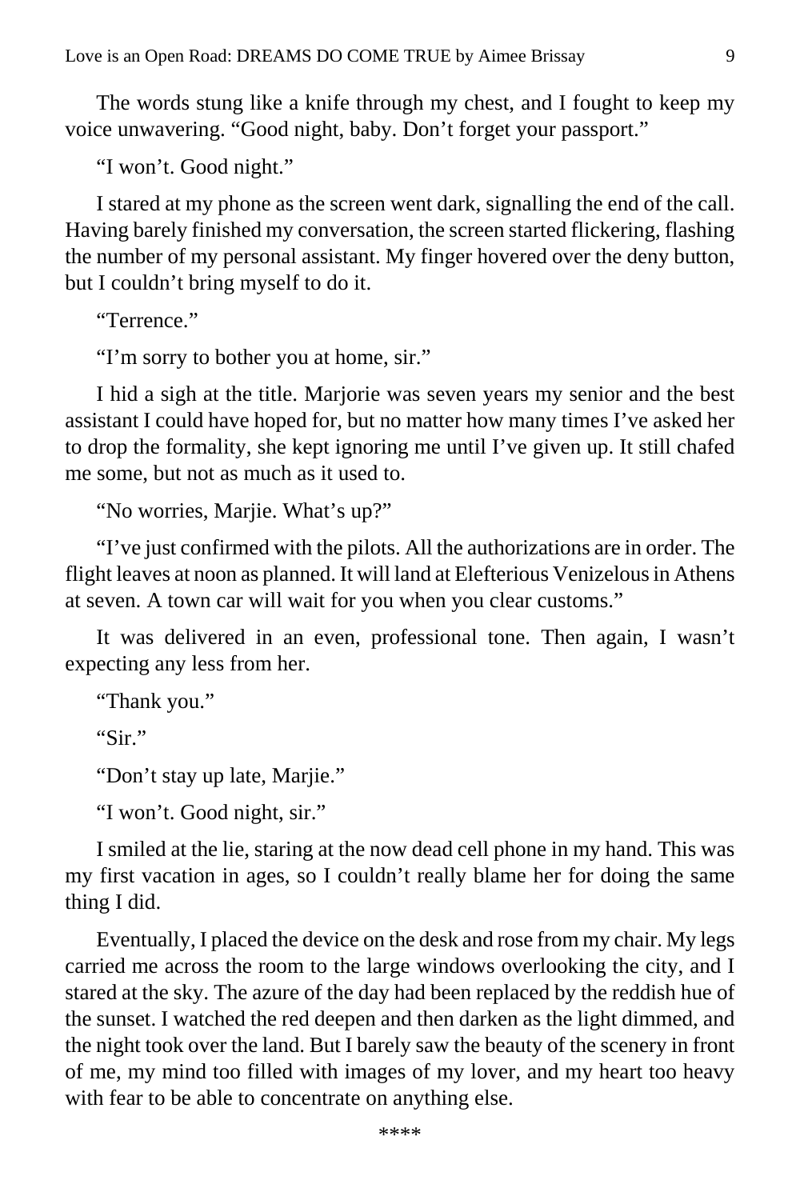The words stung like a knife through my chest, and I fought to keep my voice unwavering. “Good night, baby. Don’t forget your passport.”

“I won’t. Good night.”

I stared at my phone as the screen went dark, signalling the end of the call. Having barely finished my conversation, the screen started flickering, flashing the number of my personal assistant. My finger hovered over the deny button, but I couldn’t bring myself to do it.

“Terrence.”

“I’m sorry to bother you at home, sir.”

I hid a sigh at the title. Marjorie was seven years my senior and the best assistant I could have hoped for, but no matter how many times I’ve asked her to drop the formality, she kept ignoring me until I’ve given up. It still chafed me some, but not as much as it used to.

“No worries, Marjie. What’s up?”

“I’ve just confirmed with the pilots. All the authorizations are in order. The flight leaves at noon as planned. It will land at Elefterious Venizelous in Athens at seven. A town car will wait for you when you clear customs.”

It was delivered in an even, professional tone. Then again, I wasn’t expecting any less from her.

“Thank you.”

“Sir.”

“Don’t stay up late, Marjie.”

“I won’t. Good night, sir.”

I smiled at the lie, staring at the now dead cell phone in my hand. This was my first vacation in ages, so I couldn’t really blame her for doing the same thing I did.

Eventually, I placed the device on the desk and rose from my chair. My legs carried me across the room to the large windows overlooking the city, and I stared at the sky. The azure of the day had been replaced by the reddish hue of the sunset. I watched the red deepen and then darken as the light dimmed, and the night took over the land. But I barely saw the beauty of the scenery in front of me, my mind too filled with images of my lover, and my heart too heavy with fear to be able to concentrate on anything else.

****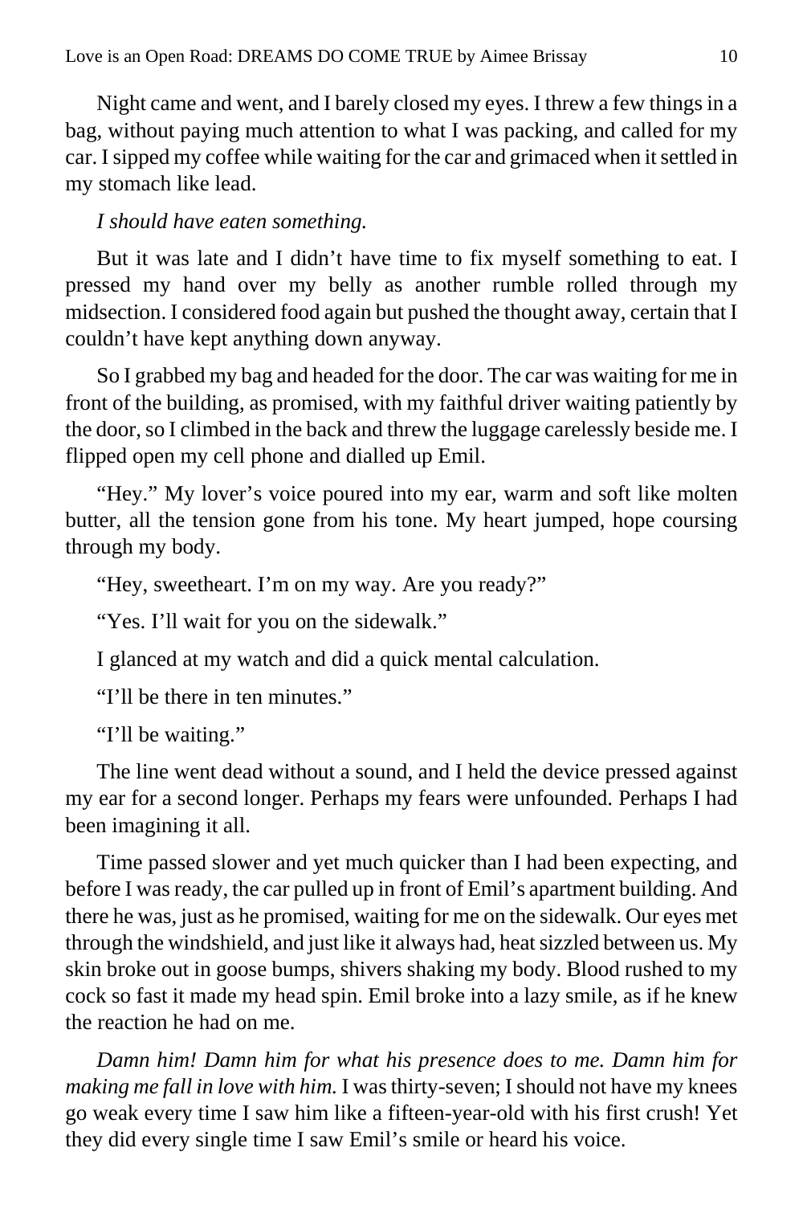Night came and went, and I barely closed my eyes. I threw a few things in a bag, without paying much attention to what I was packing, and called for my car. I sipped my coffee while waiting for the car and grimaced when it settled in my stomach like lead.

*I should have eaten something.*

But it was late and I didn't have time to fix myself something to eat. I pressed my hand over my belly as another rumble rolled through my midsection. I considered food again but pushed the thought away, certain that I couldn't have kept anything down anyway.

So I grabbed my bag and headed for the door. The car was waiting for me in front of the building, as promised, with my faithful driver waiting patiently by the door, so I climbed in the back and threw the luggage carelessly beside me. I flipped open my cell phone and dialled up Emil.

"Hey." My lover's voice poured into my ear, warm and soft like molten butter, all the tension gone from his tone. My heart jumped, hope coursing through my body.

"Hey, sweetheart. I'm on my way. Are you ready?"

"Yes. I'll wait for you on the sidewalk."

I glanced at my watch and did a quick mental calculation.

"I'll be there in ten minutes."

"I'll be waiting."

The line went dead without a sound, and I held the device pressed against my ear for a second longer. Perhaps my fears were unfounded. Perhaps I had been imagining it all.

Time passed slower and yet much quicker than I had been expecting, and before I was ready, the car pulled up in front of Emil's apartment building. And there he was, just as he promised, waiting for me on the sidewalk. Our eyes met through the windshield, and just like it always had, heat sizzled between us. My skin broke out in goose bumps, shivers shaking my body. Blood rushed to my cock so fast it made my head spin. Emil broke into a lazy smile, as if he knew the reaction he had on me.

*Damn him! Damn him for what his presence does to me. Damn him for making me fall in love with him.* I was thirty-seven; I should not have my knees go weak every time I saw him like a fifteen-year-old with his first crush! Yet they did every single time I saw Emil's smile or heard his voice.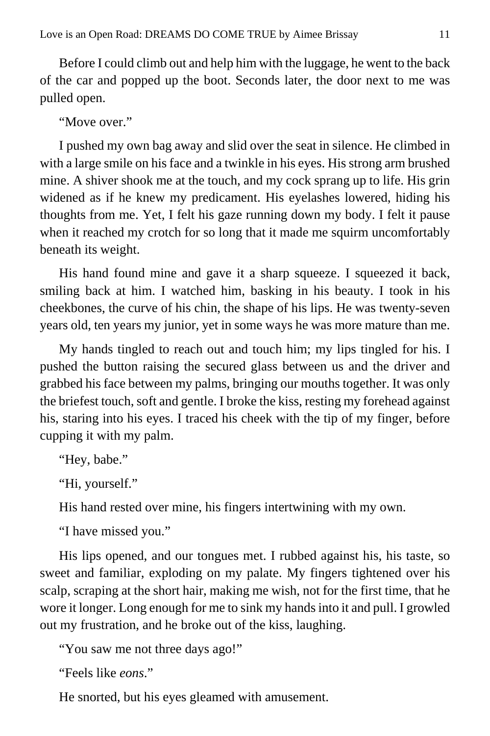Before I could climb out and help him with the luggage, he went to the back of the car and popped up the boot. Seconds later, the door next to me was pulled open.

"Move over."

I pushed my own bag away and slid over the seat in silence. He climbed in with a large smile on his face and a twinkle in his eyes. His strong arm brushed mine. A shiver shook me at the touch, and my cock sprang up to life. His grin widened as if he knew my predicament. His eyelashes lowered, hiding his thoughts from me. Yet, I felt his gaze running down my body. I felt it pause when it reached my crotch for so long that it made me squirm uncomfortably beneath its weight.

His hand found mine and gave it a sharp squeeze. I squeezed it back, smiling back at him. I watched him, basking in his beauty. I took in his cheekbones, the curve of his chin, the shape of his lips. He was twenty-seven years old, ten years my junior, yet in some ways he was more mature than me.

My hands tingled to reach out and touch him; my lips tingled for his. I pushed the button raising the secured glass between us and the driver and grabbed his face between my palms, bringing our mouths together. It was only the briefest touch, soft and gentle. I broke the kiss, resting my forehead against his, staring into his eyes. I traced his cheek with the tip of my finger, before cupping it with my palm.

"Hey, babe."

"Hi, yourself."

His hand rested over mine, his fingers intertwining with my own.

"I have missed you."

His lips opened, and our tongues met. I rubbed against his, his taste, so sweet and familiar, exploding on my palate. My fingers tightened over his scalp, scraping at the short hair, making me wish, not for the first time, that he wore it longer. Long enough for me to sink my hands into it and pull. I growled out my frustration, and he broke out of the kiss, laughing.

"You saw me not three days ago!"

"Feels like *eons*."

He snorted, but his eyes gleamed with amusement.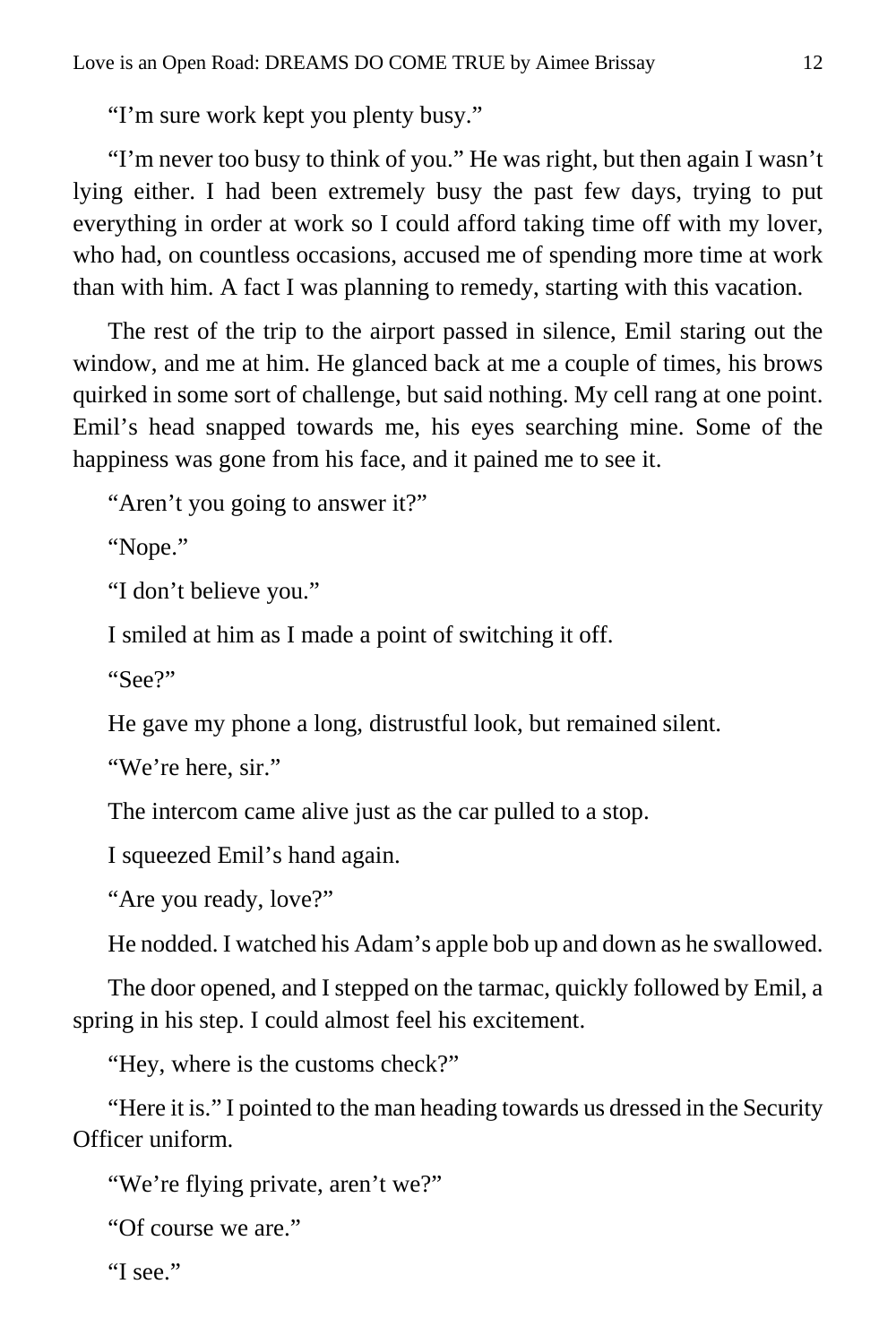"I'm sure work kept you plenty busy."

"I'm never too busy to think of you." He was right, but then again I wasn't lying either. I had been extremely busy the past few days, trying to put everything in order at work so I could afford taking time off with my lover, who had, on countless occasions, accused me of spending more time at work than with him. A fact I was planning to remedy, starting with this vacation.

The rest of the trip to the airport passed in silence, Emil staring out the window, and me at him. He glanced back at me a couple of times, his brows quirked in some sort of challenge, but said nothing. My cell rang at one point. Emil's head snapped towards me, his eyes searching mine. Some of the happiness was gone from his face, and it pained me to see it.

"Aren't you going to answer it?"

"Nope."

"I don't believe you."

I smiled at him as I made a point of switching it off.

"See?"

He gave my phone a long, distrustful look, but remained silent.

"We're here, sir."

The intercom came alive just as the car pulled to a stop.

I squeezed Emil's hand again.

"Are you ready, love?"

He nodded. I watched his Adam's apple bob up and down as he swallowed.

The door opened, and I stepped on the tarmac, quickly followed by Emil, a spring in his step. I could almost feel his excitement.

"Hey, where is the customs check?"

"Here it is." I pointed to the man heading towards us dressed in the Security Officer uniform.

"We're flying private, aren't we?"

"Of course we are."

"I see."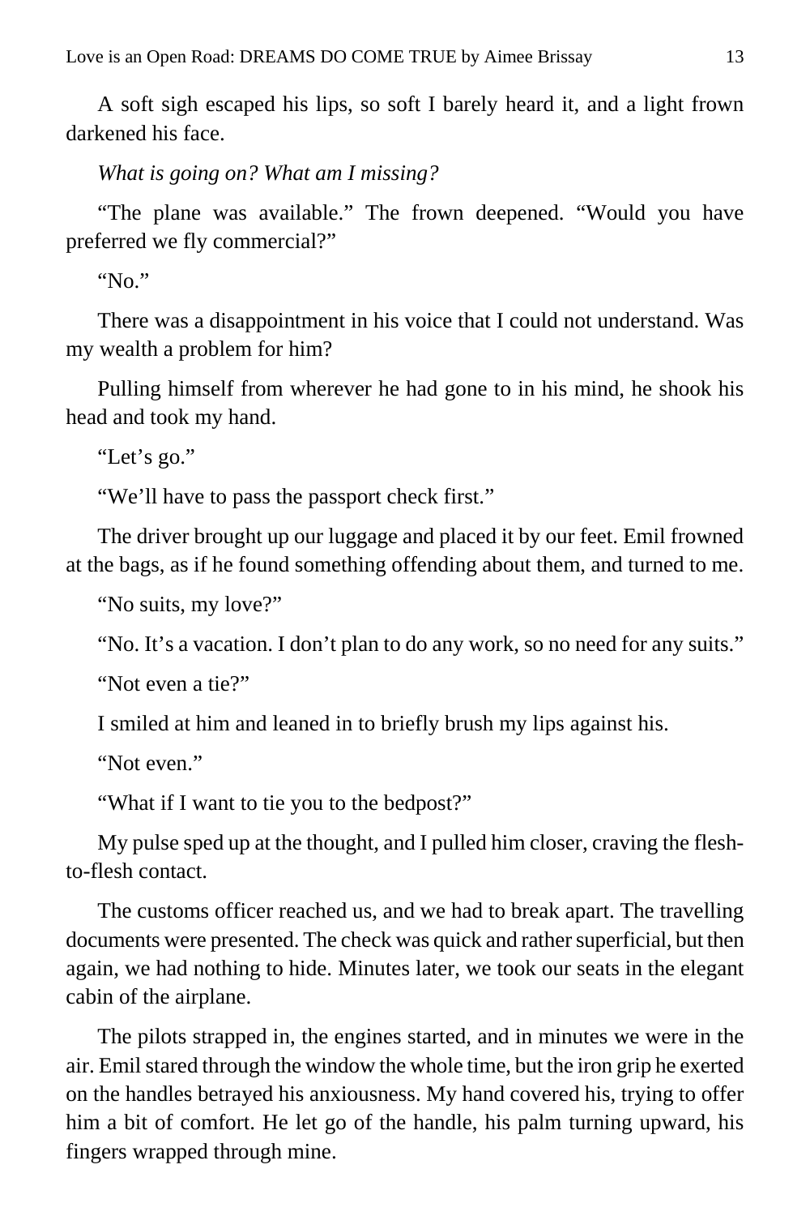A soft sigh escaped his lips, so soft I barely heard it, and a light frown darkened his face.

*What is going on? What am I missing?*

"The plane was available." The frown deepened. "Would you have preferred we fly commercial?"

"No."

There was a disappointment in his voice that I could not understand. Was my wealth a problem for him?

Pulling himself from wherever he had gone to in his mind, he shook his head and took my hand.

"Let's go."

"We'll have to pass the passport check first."

The driver brought up our luggage and placed it by our feet. Emil frowned at the bags, as if he found something offending about them, and turned to me.

"No suits, my love?"

"No. It's a vacation. I don't plan to do any work, so no need for any suits."

"Not even a tie?"

I smiled at him and leaned in to briefly brush my lips against his.

"Not even."

"What if I want to tie you to the bedpost?"

My pulse sped up at the thought, and I pulled him closer, craving the flesh-to-flesh contact.

The customs officer reached us, and we had to break apart. The travelling documents were presented. The check was quick and rather superficial, but then again, we had nothing to hide. Minutes later, we took our seats in the elegant cabin of the airplane.

The pilots strapped in, the engines started, and in minutes we were in the air. Emil stared through the window the whole time, but the iron grip he exerted on the handles betrayed his anxiousness. My hand covered his, trying to offer him a bit of comfort. He let go of the handle, his palm turning upward, his fingers wrapped through mine.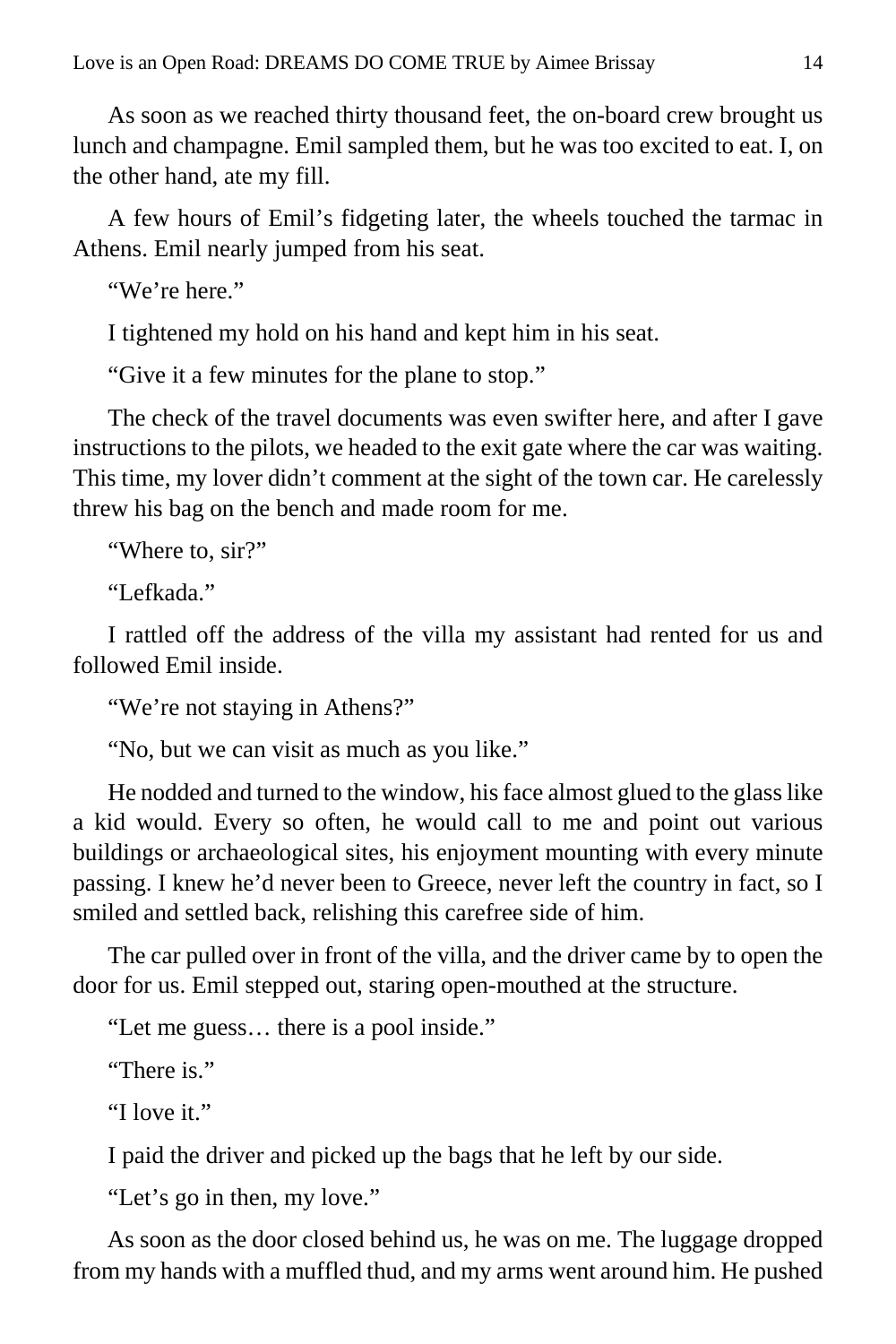As soon as we reached thirty thousand feet, the on-board crew brought us lunch and champagne. Emil sampled them, but he was too excited to eat. I, on the other hand, ate my fill.

A few hours of Emil's fidgeting later, the wheels touched the tarmac in Athens. Emil nearly jumped from his seat.

"We're here."

I tightened my hold on his hand and kept him in his seat.

"Give it a few minutes for the plane to stop."

The check of the travel documents was even swifter here, and after I gave instructions to the pilots, we headed to the exit gate where the car was waiting. This time, my lover didn't comment at the sight of the town car. He carelessly threw his bag on the bench and made room for me.

"Where to, sir?"

"Lefkada."

I rattled off the address of the villa my assistant had rented for us and followed Emil inside.

"We're not staying in Athens?"

"No, but we can visit as much as you like."

He nodded and turned to the window, his face almost glued to the glass like a kid would. Every so often, he would call to me and point out various buildings or archaeological sites, his enjoyment mounting with every minute passing. I knew he'd never been to Greece, never left the country in fact, so I smiled and settled back, relishing this carefree side of him.

The car pulled over in front of the villa, and the driver came by to open the door for us. Emil stepped out, staring open-mouthed at the structure.

"Let me guess… there is a pool inside."

"There is."

"I love it."

I paid the driver and picked up the bags that he left by our side.

"Let's go in then, my love."

As soon as the door closed behind us, he was on me. The luggage dropped from my hands with a muffled thud, and my arms went around him. He pushed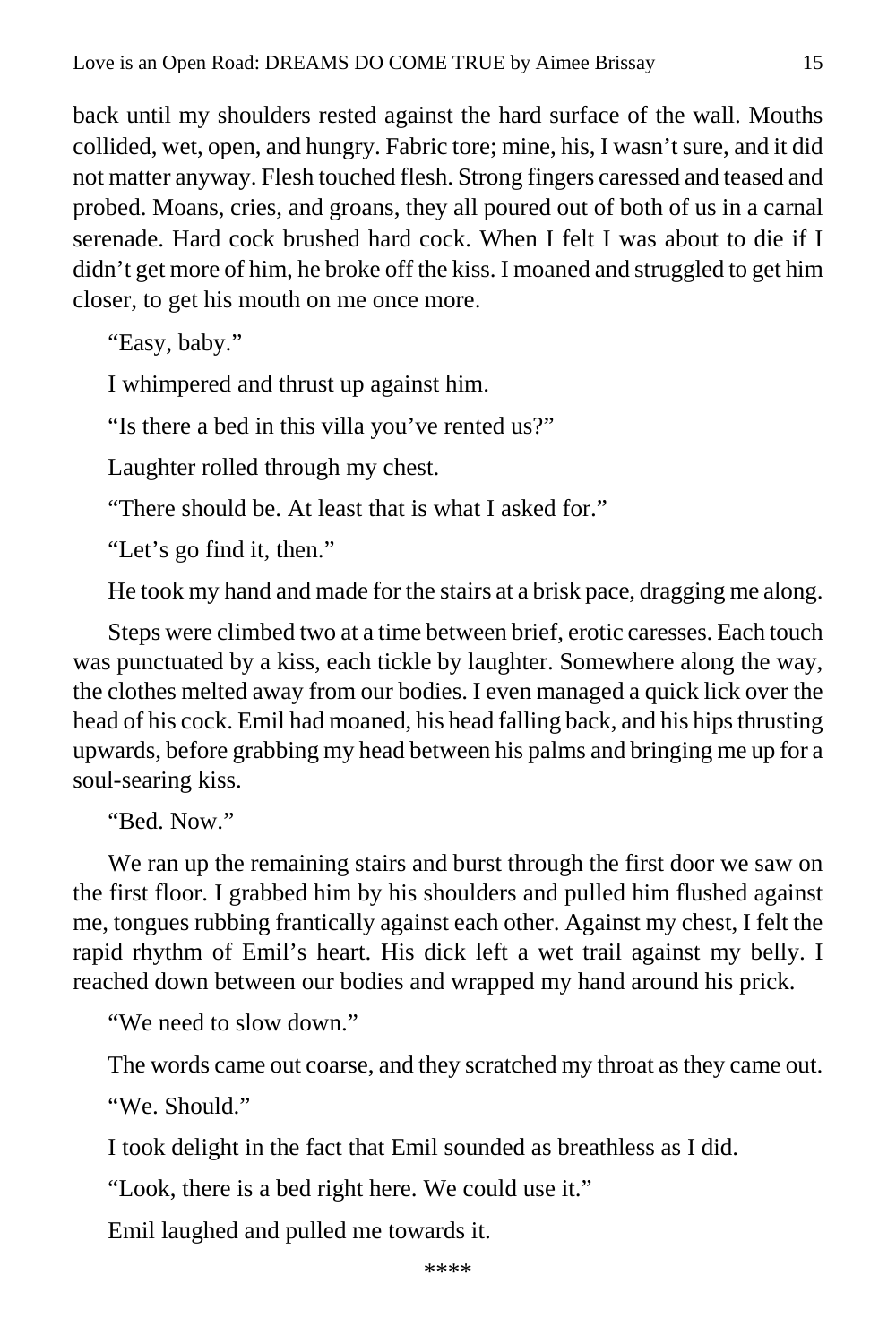back until my shoulders rested against the hard surface of the wall. Mouths collided, wet, open, and hungry. Fabric tore; mine, his, I wasn't sure, and it did not matter anyway. Flesh touched flesh. Strong fingers caressed and teased and probed. Moans, cries, and groans, they all poured out of both of us in a carnal serenade. Hard cock brushed hard cock. When I felt I was about to die if I didn't get more of him, he broke off the kiss. I moaned and struggled to get him closer, to get his mouth on me once more.

"Easy, baby."

I whimpered and thrust up against him.

"Is there a bed in this villa you've rented us?"

Laughter rolled through my chest.

"There should be. At least that is what I asked for."

"Let's go find it, then."

He took my hand and made for the stairs at a brisk pace, dragging me along.

Steps were climbed two at a time between brief, erotic caresses. Each touch was punctuated by a kiss, each tickle by laughter. Somewhere along the way, the clothes melted away from our bodies. I even managed a quick lick over the head of his cock. Emil had moaned, his head falling back, and his hips thrusting upwards, before grabbing my head between his palms and bringing me up for a soul-searing kiss.

"Bed. Now."

We ran up the remaining stairs and burst through the first door we saw on the first floor. I grabbed him by his shoulders and pulled him flushed against me, tongues rubbing frantically against each other. Against my chest, I felt the rapid rhythm of Emil's heart. His dick left a wet trail against my belly. I reached down between our bodies and wrapped my hand around his prick.

"We need to slow down."

The words came out coarse, and they scratched my throat as they came out.

"We. Should."

I took delight in the fact that Emil sounded as breathless as I did.

"Look, there is a bed right here. We could use it."

Emil laughed and pulled me towards it.

****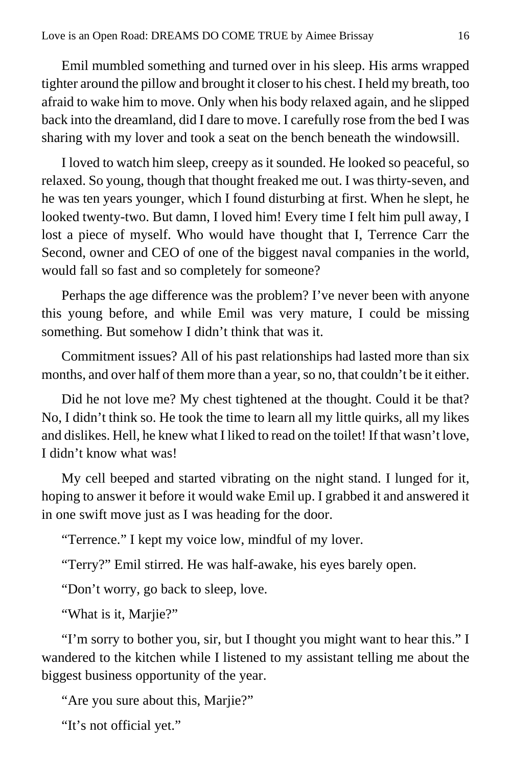Emil mumbled something and turned over in his sleep. His arms wrapped tighter around the pillow and brought it closer to his chest. I held my breath, too afraid to wake him to move. Only when his body relaxed again, and he slipped back into the dreamland, did I dare to move. I carefully rose from the bed I was sharing with my lover and took a seat on the bench beneath the windowsill.

I loved to watch him sleep, creepy as it sounded. He looked so peaceful, so relaxed. So young, though that thought freaked me out. I was thirty-seven, and he was ten years younger, which I found disturbing at first. When he slept, he looked twenty-two. But damn, I loved him! Every time I felt him pull away, I lost a piece of myself. Who would have thought that I, Terrence Carr the Second, owner and CEO of one of the biggest naval companies in the world, would fall so fast and so completely for someone?

Perhaps the age difference was the problem? I've never been with anyone this young before, and while Emil was very mature, I could be missing something. But somehow I didn't think that was it.

Commitment issues? All of his past relationships had lasted more than six months, and over half of them more than a year, so no, that couldn't be it either.

Did he not love me? My chest tightened at the thought. Could it be that? No, I didn't think so. He took the time to learn all my little quirks, all my likes and dislikes. Hell, he knew what I liked to read on the toilet! If that wasn't love, I didn't know what was!

My cell beeped and started vibrating on the night stand. I lunged for it, hoping to answer it before it would wake Emil up. I grabbed it and answered it in one swift move just as I was heading for the door.

"Terrence." I kept my voice low, mindful of my lover.

"Terry?" Emil stirred. He was half-awake, his eyes barely open.

"Don't worry, go back to sleep, love.

"What is it, Marjie?"

"I'm sorry to bother you, sir, but I thought you might want to hear this." I wandered to the kitchen while I listened to my assistant telling me about the biggest business opportunity of the year.

"Are you sure about this, Marjie?"

"It's not official yet."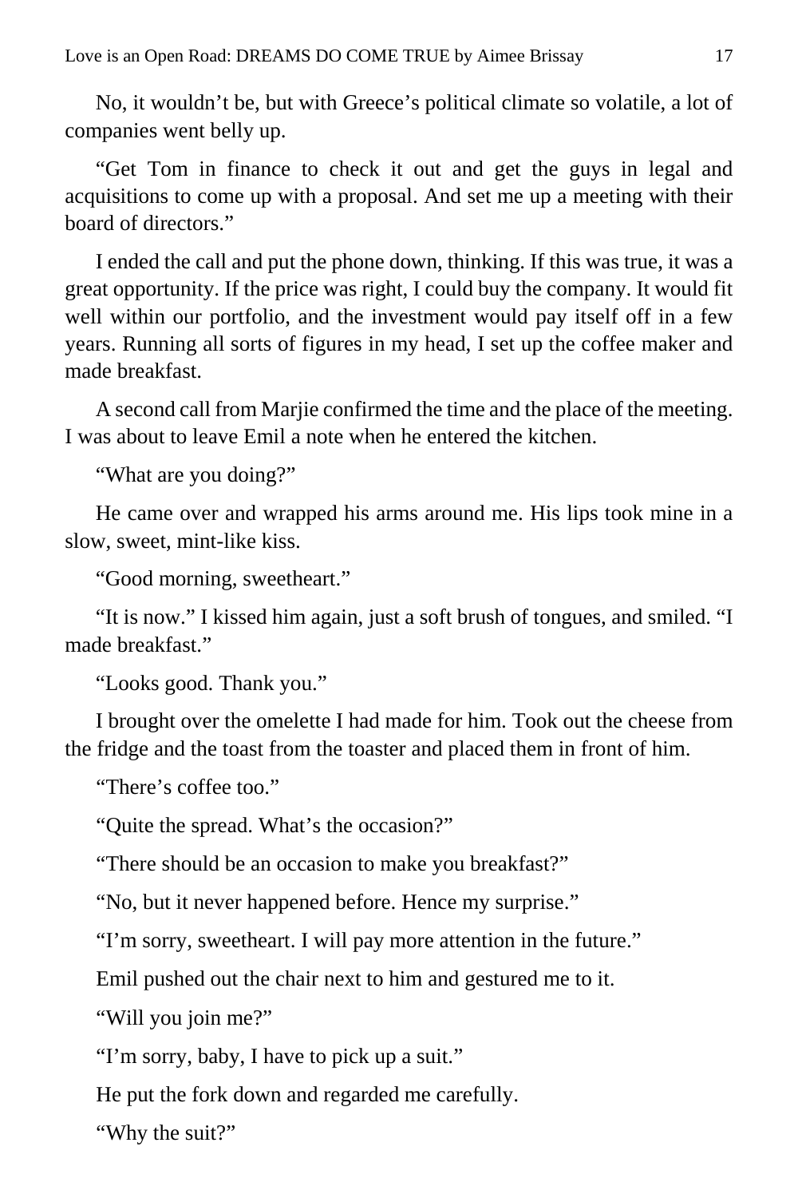No, it wouldn't be, but with Greece's political climate so volatile, a lot of companies went belly up.

"Get Tom in finance to check it out and get the guys in legal and acquisitions to come up with a proposal. And set me up a meeting with their board of directors."

I ended the call and put the phone down, thinking. If this was true, it was a great opportunity. If the price was right, I could buy the company. It would fit well within our portfolio, and the investment would pay itself off in a few years. Running all sorts of figures in my head, I set up the coffee maker and made breakfast.

A second call from Marjie confirmed the time and the place of the meeting. I was about to leave Emil a note when he entered the kitchen.

"What are you doing?"

He came over and wrapped his arms around me. His lips took mine in a slow, sweet, mint-like kiss.

"Good morning, sweetheart."

"It is now." I kissed him again, just a soft brush of tongues, and smiled. "I made breakfast."

"Looks good. Thank you."

I brought over the omelette I had made for him. Took out the cheese from the fridge and the toast from the toaster and placed them in front of him.

"There's coffee too."

"Quite the spread. What's the occasion?"

"There should be an occasion to make you breakfast?"

"No, but it never happened before. Hence my surprise."

"I'm sorry, sweetheart. I will pay more attention in the future."

Emil pushed out the chair next to him and gestured me to it.

"Will you join me?"

"I'm sorry, baby, I have to pick up a suit."

He put the fork down and regarded me carefully.

"Why the suit?"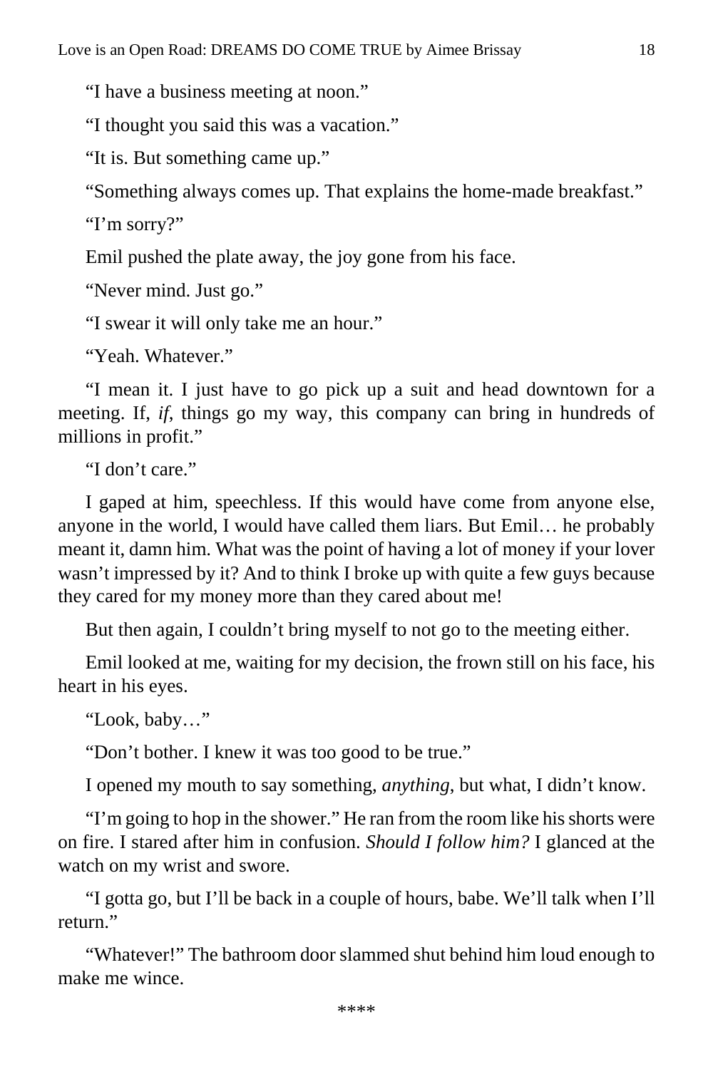"I have a business meeting at noon."

"I thought you said this was a vacation."

"It is. But something came up."

"Something always comes up. That explains the home-made breakfast."

"I'm sorry?"

Emil pushed the plate away, the joy gone from his face.

"Never mind. Just go."

"I swear it will only take me an hour."

"Yeah. Whatever."

"I mean it. I just have to go pick up a suit and head downtown for a meeting. If, *if*, things go my way, this company can bring in hundreds of millions in profit."

"I don't care."

I gaped at him, speechless. If this would have come from anyone else, anyone in the world, I would have called them liars. But Emil… he probably meant it, damn him. What was the point of having a lot of money if your lover wasn't impressed by it? And to think I broke up with quite a few guys because they cared for my money more than they cared about me!

But then again, I couldn't bring myself to not go to the meeting either.

Emil looked at me, waiting for my decision, the frown still on his face, his heart in his eyes.

"Look, baby…"

"Don't bother. I knew it was too good to be true."

I opened my mouth to say something, *anything*, but what, I didn't know.

"I'm going to hop in the shower." He ran from the room like his shorts were on fire. I stared after him in confusion. *Should I follow him?* I glanced at the watch on my wrist and swore.

"I gotta go, but I'll be back in a couple of hours, babe. We'll talk when I'll return."

"Whatever!" The bathroom door slammed shut behind him loud enough to make me wince.

****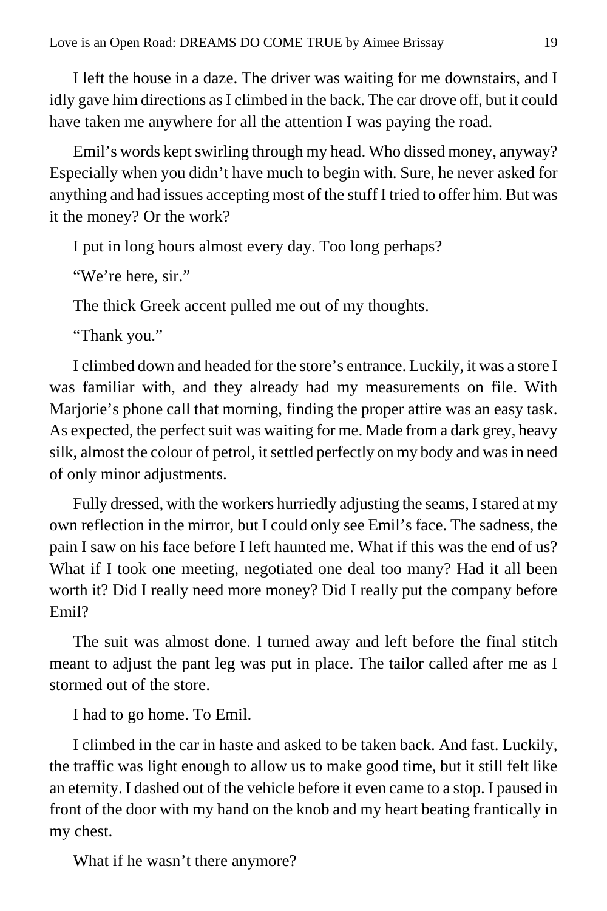I left the house in a daze. The driver was waiting for me downstairs, and I idly gave him directions as I climbed in the back. The car drove off, but it could have taken me anywhere for all the attention I was paying the road.

Emil's words kept swirling through my head. Who dissed money, anyway? Especially when you didn't have much to begin with. Sure, he never asked for anything and had issues accepting most of the stuff I tried to offer him. But was it the money? Or the work?

I put in long hours almost every day. Too long perhaps?

"We're here, sir."

The thick Greek accent pulled me out of my thoughts.

"Thank you."

I climbed down and headed for the store's entrance. Luckily, it was a store I was familiar with, and they already had my measurements on file. With Marjorie's phone call that morning, finding the proper attire was an easy task. As expected, the perfect suit was waiting for me. Made from a dark grey, heavy silk, almost the colour of petrol, it settled perfectly on my body and was in need of only minor adjustments.

Fully dressed, with the workers hurriedly adjusting the seams, I stared at my own reflection in the mirror, but I could only see Emil's face. The sadness, the pain I saw on his face before I left haunted me. What if this was the end of us? What if I took one meeting, negotiated one deal too many? Had it all been worth it? Did I really need more money? Did I really put the company before Emil?

The suit was almost done. I turned away and left before the final stitch meant to adjust the pant leg was put in place. The tailor called after me as I stormed out of the store.

I had to go home. To Emil.

I climbed in the car in haste and asked to be taken back. And fast. Luckily, the traffic was light enough to allow us to make good time, but it still felt like an eternity. I dashed out of the vehicle before it even came to a stop. I paused in front of the door with my hand on the knob and my heart beating frantically in my chest.

What if he wasn't there anymore?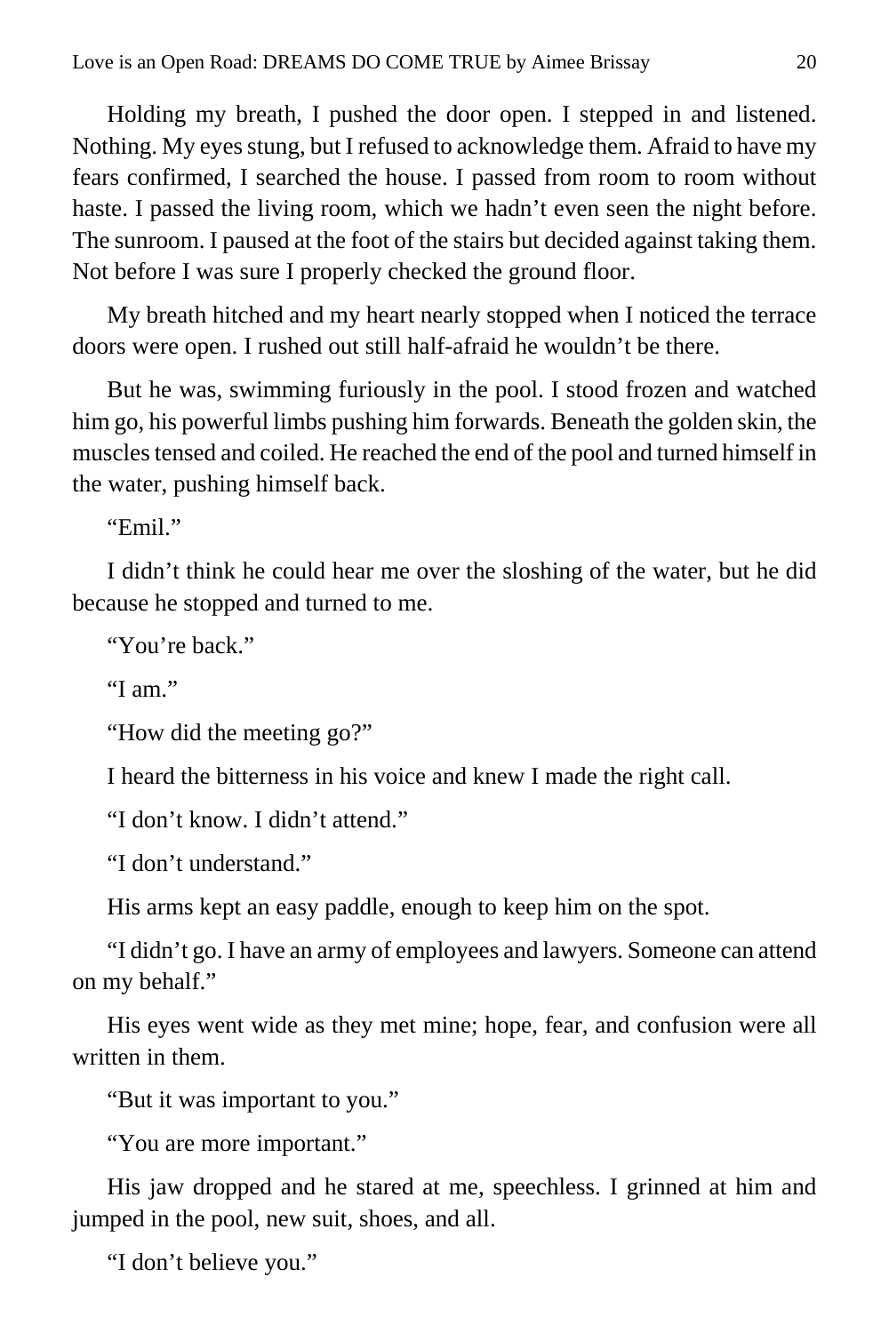Holding my breath, I pushed the door open. I stepped in and listened. Nothing. My eyes stung, but I refused to acknowledge them. Afraid to have my fears confirmed, I searched the house. I passed from room to room without haste. I passed the living room, which we hadn't even seen the night before. The sunroom. I paused at the foot of the stairs but decided against taking them. Not before I was sure I properly checked the ground floor.

My breath hitched and my heart nearly stopped when I noticed the terrace doors were open. I rushed out still half-afraid he wouldn't be there.

But he was, swimming furiously in the pool. I stood frozen and watched him go, his powerful limbs pushing him forwards. Beneath the golden skin, the muscles tensed and coiled. He reached the end of the pool and turned himself in the water, pushing himself back.

"Emil."

I didn't think he could hear me over the sloshing of the water, but he did because he stopped and turned to me.

"You're back."

"I am."

"How did the meeting go?"

I heard the bitterness in his voice and knew I made the right call.

"I don't know. I didn't attend."

"I don't understand."

His arms kept an easy paddle, enough to keep him on the spot.

"I didn't go. I have an army of employees and lawyers. Someone can attend on my behalf."

His eyes went wide as they met mine; hope, fear, and confusion were all written in them.

"But it was important to you."

"You are more important."

His jaw dropped and he stared at me, speechless. I grinned at him and jumped in the pool, new suit, shoes, and all.

"I don't believe you."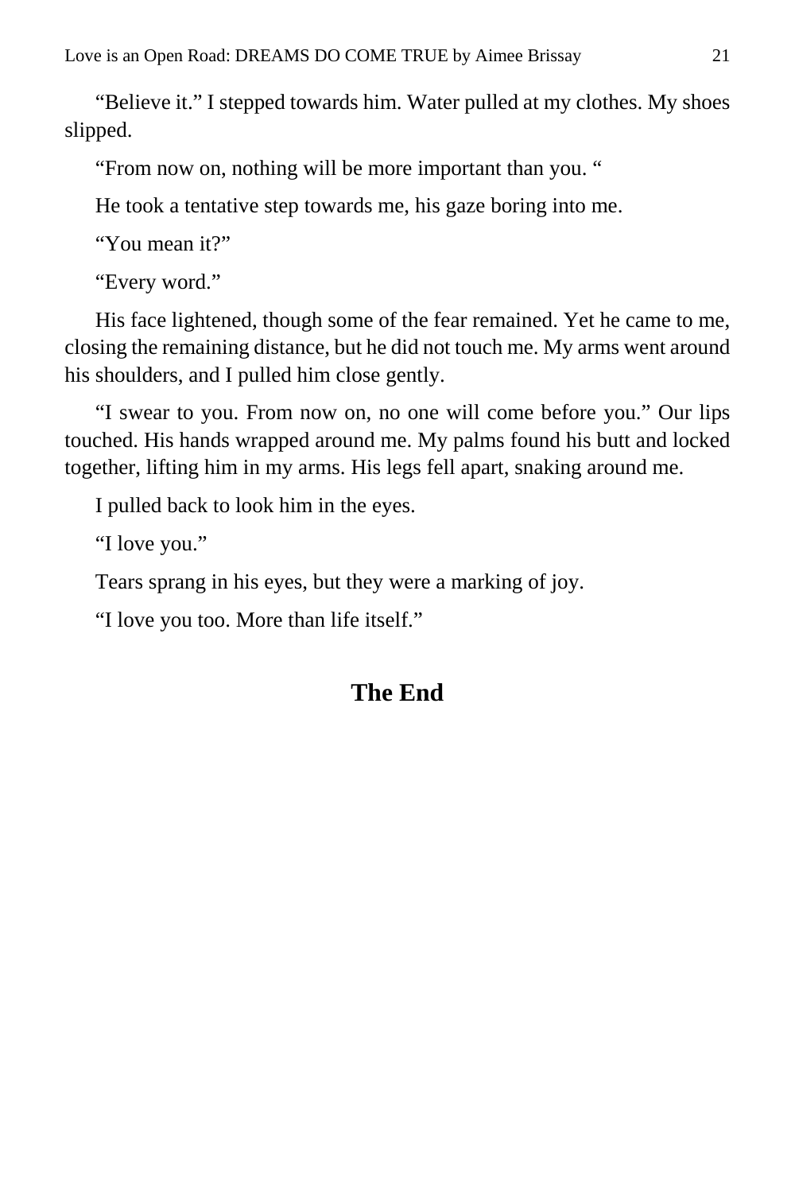"Believe it." I stepped towards him. Water pulled at my clothes. My shoes slipped.

"From now on, nothing will be more important than you. "

He took a tentative step towards me, his gaze boring into me.

"You mean it?"

"Every word."

His face lightened, though some of the fear remained. Yet he came to me, closing the remaining distance, but he did not touch me. My arms went around his shoulders, and I pulled him close gently.

"I swear to you. From now on, no one will come before you." Our lips touched. His hands wrapped around me. My palms found his butt and locked together, lifting him in my arms. His legs fell apart, snaking around me.

I pulled back to look him in the eyes.

"I love you."

Tears sprang in his eyes, but they were a marking of joy.

"I love you too. More than life itself."

## The End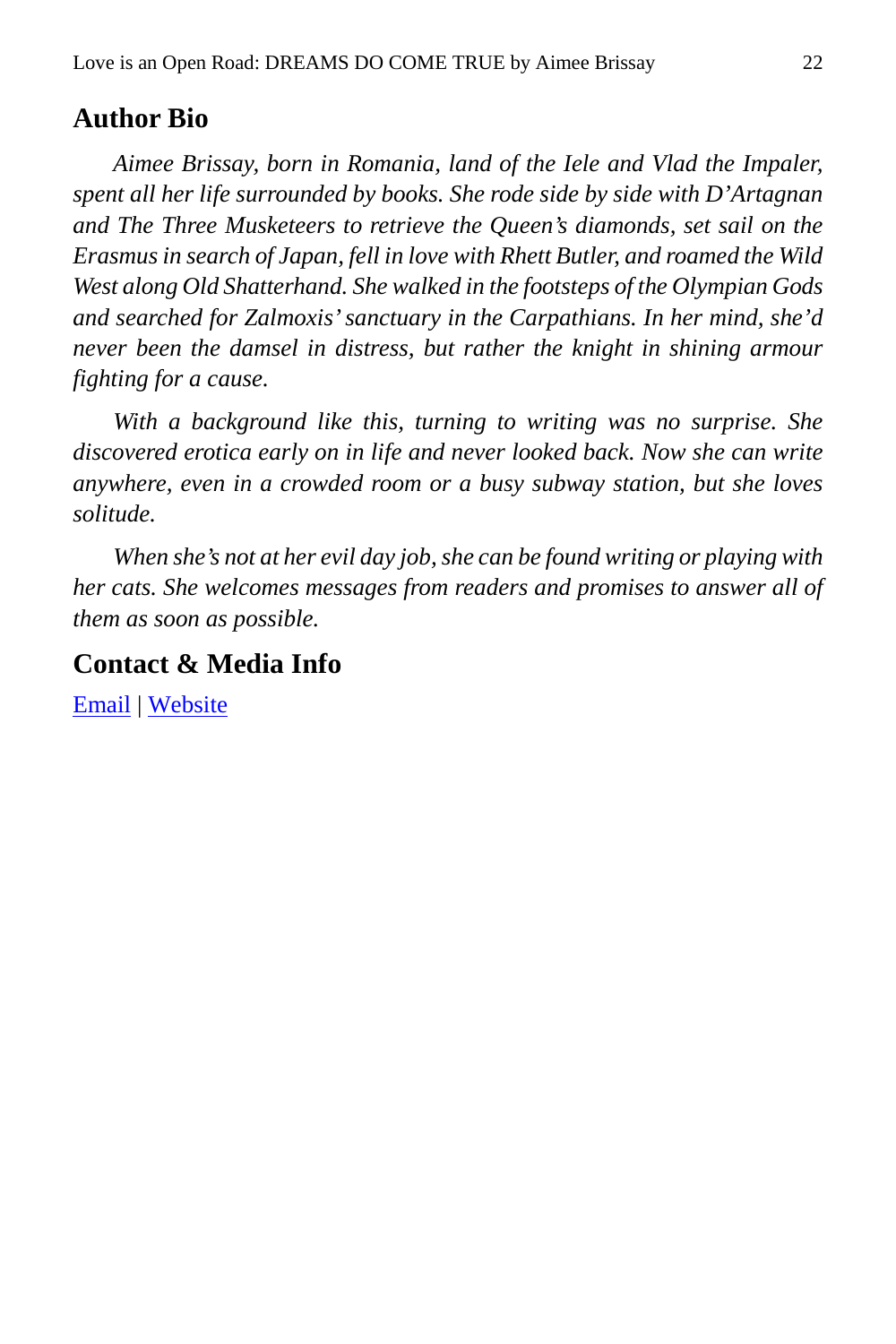## Author Bio

*Aimee Brissay, born in Romania, land of the Iele and Vlad the Impaler, spent all her life surrounded by books. She rode side by side with D'Artagnan and The Three Musketeers to retrieve the Queen's diamonds, set sail on the Erasmus in search of Japan, fell in love with Rhett Butler, and roamed the Wild West along Old Shatterhand. She walked in the footsteps of the Olympian Gods and searched for Zalmoxis' sanctuary in the Carpathians. In her mind, she'd never been the damsel in distress, but rather the knight in shining armour fighting for a cause.*

*With a background like this, turning to writing was no surprise. She discovered erotica early on in life and never looked back. Now she can write anywhere, even in a crowded room or a busy subway station, but she loves solitude.*

*When she's not at her evil day job, she can be found writing or playing with her cats. She welcomes messages from readers and promises to answer all of them as soon as possible.*

## Contact & Media Info

Email | Website